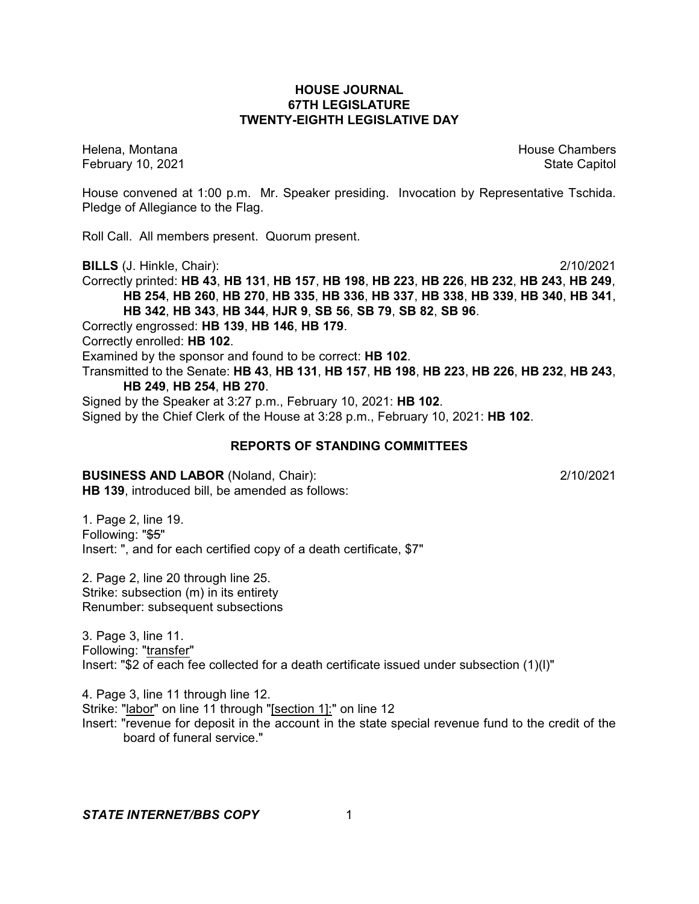# HOUSE JOURNAL
## 67TH LEGISLATURE
## TWENTY-EIGHTH LEGISLATIVE DAY

Helena, Montana House Chambers
February 10, 2021 State Capitol

House convened at 1:00 p.m. Mr. Speaker presiding. Invocation by Representative Tschida. Pledge of Allegiance to the Flag.

Roll Call. All members present. Quorum present.

**BILLS** (J. Hinkle, Chair): 2/10/2021

Correctly printed: **HB 43**, **HB 131**, **HB 157**, **HB 198**, **HB 223**, **HB 226**, **HB 232**, **HB 243**, **HB 249**, **HB 254**, **HB 260**, **HB 270**, **HB 335**, **HB 336**, **HB 337**, **HB 338**, **HB 339**, **HB 340**, **HB 341**, **HB 342**, **HB 343**, **HB 344**, **HJR 9**, **SB 56**, **SB 79**, **SB 82**, **SB 96**.

Correctly engrossed: **HB 139**, **HB 146**, **HB 179**.

Correctly enrolled: **HB 102**.

Examined by the sponsor and found to be correct: **HB 102**.

Transmitted to the Senate: **HB 43**, **HB 131**, **HB 157**, **HB 198**, **HB 223**, **HB 226**, **HB 232**, **HB 243**, **HB 249**, **HB 254**, **HB 270**.

Signed by the Speaker at 3:27 p.m., February 10, 2021: **HB 102**.

Signed by the Chief Clerk of the House at 3:28 p.m., February 10, 2021: **HB 102**.

## REPORTS OF STANDING COMMITTEES

**BUSINESS AND LABOR** (Noland, Chair): 2/10/2021

**HB 139**, introduced bill, be amended as follows:

1. Page 2, line 19.
Following: "~~$5~~"
Insert: ", and for each certified copy of a death certificate, $7"

2. Page 2, line 20 through line 25.
Strike: subsection (m) in its entirety
Renumber: subsequent subsections

3. Page 3, line 11.
Following: "transfer"
Insert: "$2 of each fee collected for a death certificate issued under subsection (1)(l)"

4. Page 3, line 11 through line 12.
Strike: "labor" on line 11 through "[section 1]:" on line 12
Insert: "revenue for deposit in the account in the state special revenue fund to the credit of the board of funeral service."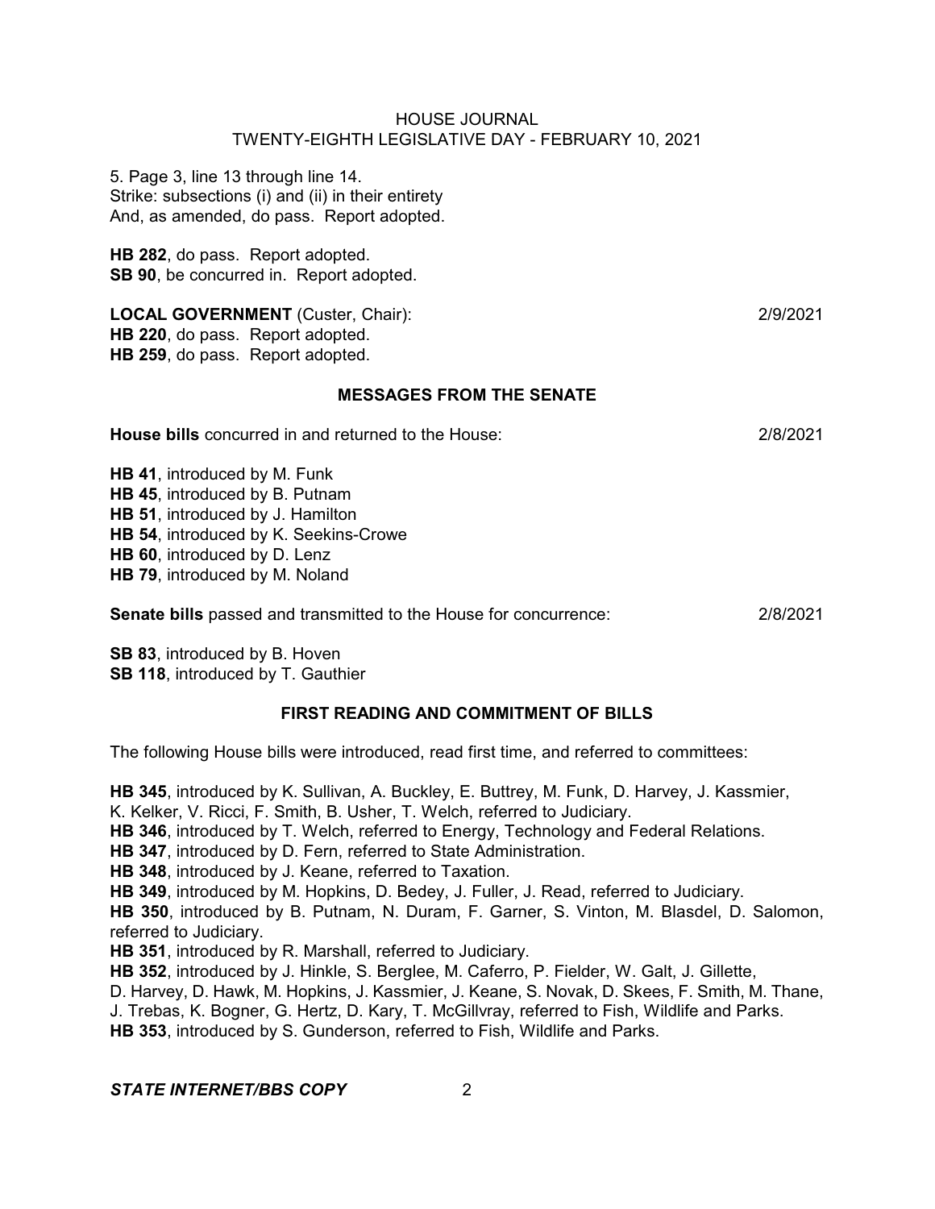5. Page 3, line 13 through line 14.
Strike: subsections (i) and (ii) in their entirety
And, as amended, do pass. Report adopted.

**HB 282**, do pass. Report adopted.
**SB 90**, be concurred in. Report adopted.

**LOCAL GOVERNMENT** (Custer, Chair): 2/9/2021
**HB 220**, do pass. Report adopted.
**HB 259**, do pass. Report adopted.

## MESSAGES FROM THE SENATE

**House bills** concurred in and returned to the House: 2/8/2021

**HB 41**, introduced by M. Funk
**HB 45**, introduced by B. Putnam
**HB 51**, introduced by J. Hamilton
**HB 54**, introduced by K. Seekins-Crowe
**HB 60**, introduced by D. Lenz
**HB 79**, introduced by M. Noland

**Senate bills** passed and transmitted to the House for concurrence: 2/8/2021

**SB 83**, introduced by B. Hoven
**SB 118**, introduced by T. Gauthier

## FIRST READING AND COMMITMENT OF BILLS

The following House bills were introduced, read first time, and referred to committees:

**HB 345**, introduced by K. Sullivan, A. Buckley, E. Buttrey, M. Funk, D. Harvey, J. Kassmier, K. Kelker, V. Ricci, F. Smith, B. Usher, T. Welch, referred to Judiciary.
**HB 346**, introduced by T. Welch, referred to Energy, Technology and Federal Relations.
**HB 347**, introduced by D. Fern, referred to State Administration.
**HB 348**, introduced by J. Keane, referred to Taxation.
**HB 349**, introduced by M. Hopkins, D. Bedey, J. Fuller, J. Read, referred to Judiciary.
**HB 350**, introduced by B. Putnam, N. Duram, F. Garner, S. Vinton, M. Blasdel, D. Salomon, referred to Judiciary.
**HB 351**, introduced by R. Marshall, referred to Judiciary.
**HB 352**, introduced by J. Hinkle, S. Berglee, M. Caferro, P. Fielder, W. Galt, J. Gillette, D. Harvey, D. Hawk, M. Hopkins, J. Kassmier, J. Keane, S. Novak, D. Skees, F. Smith, M. Thane, J. Trebas, K. Bogner, G. Hertz, D. Kary, T. McGillvray, referred to Fish, Wildlife and Parks.
**HB 353**, introduced by S. Gunderson, referred to Fish, Wildlife and Parks.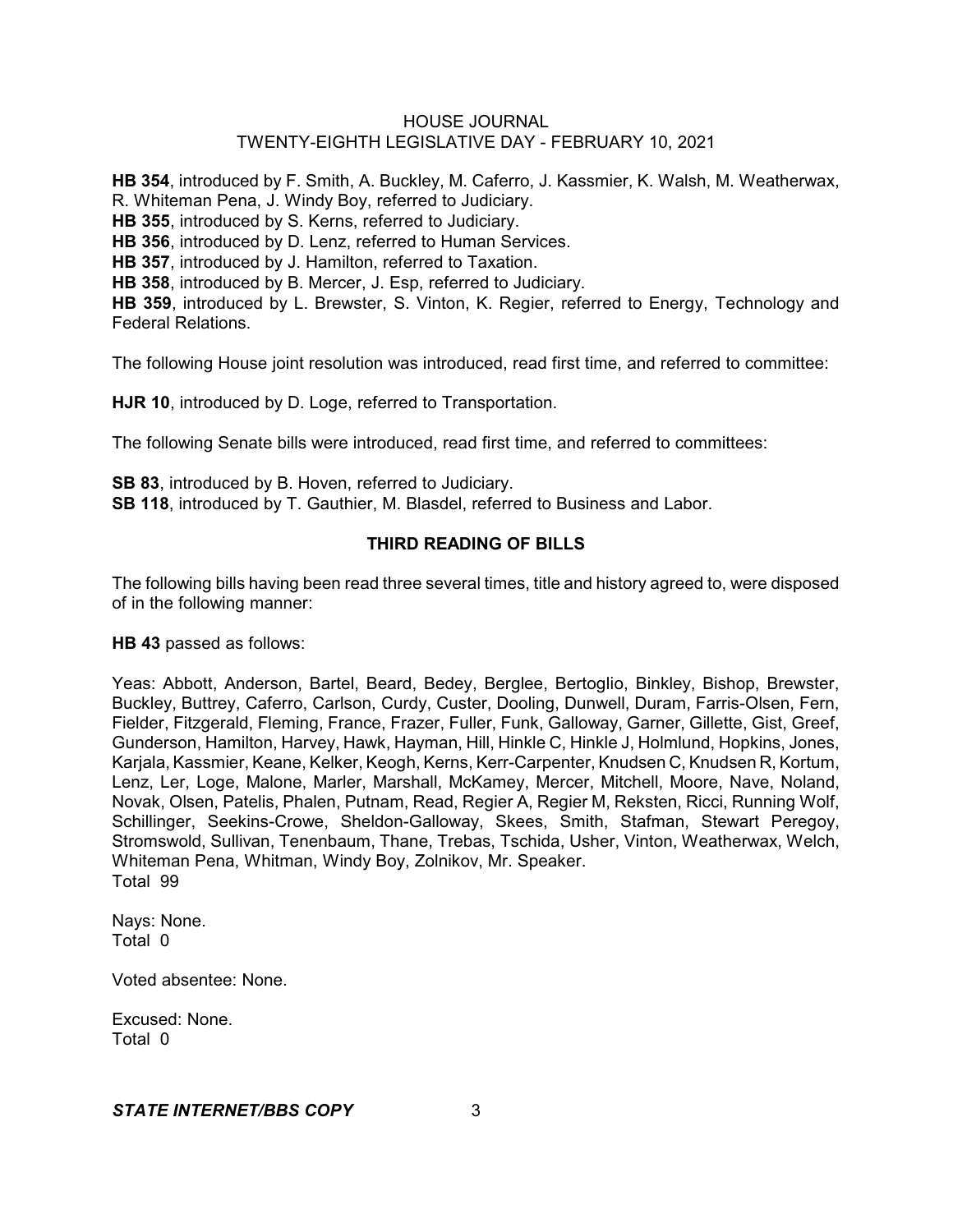**HB 354**, introduced by F. Smith, A. Buckley, M. Caferro, J. Kassmier, K. Walsh, M. Weatherwax, R. Whiteman Pena, J. Windy Boy, referred to Judiciary.
**HB 355**, introduced by S. Kerns, referred to Judiciary.
**HB 356**, introduced by D. Lenz, referred to Human Services.
**HB 357**, introduced by J. Hamilton, referred to Taxation.
**HB 358**, introduced by B. Mercer, J. Esp, referred to Judiciary.
**HB 359**, introduced by L. Brewster, S. Vinton, K. Regier, referred to Energy, Technology and Federal Relations.

The following House joint resolution was introduced, read first time, and referred to committee:

**HJR 10**, introduced by D. Loge, referred to Transportation.

The following Senate bills were introduced, read first time, and referred to committees:

**SB 83**, introduced by B. Hoven, referred to Judiciary.
**SB 118**, introduced by T. Gauthier, M. Blasdel, referred to Business and Labor.

## THIRD READING OF BILLS

The following bills having been read three several times, title and history agreed to, were disposed of in the following manner:

**HB 43** passed as follows:

Yeas: Abbott, Anderson, Bartel, Beard, Bedey, Berglee, Bertoglio, Binkley, Bishop, Brewster, Buckley, Buttrey, Caferro, Carlson, Curdy, Custer, Dooling, Dunwell, Duram, Farris-Olsen, Fern, Fielder, Fitzgerald, Fleming, France, Frazer, Fuller, Funk, Galloway, Garner, Gillette, Gist, Greef, Gunderson, Hamilton, Harvey, Hawk, Hayman, Hill, Hinkle C, Hinkle J, Holmlund, Hopkins, Jones, Karjala, Kassmier, Keane, Kelker, Keogh, Kerns, Kerr-Carpenter, Knudsen C, Knudsen R, Kortum, Lenz, Ler, Loge, Malone, Marler, Marshall, McKamey, Mercer, Mitchell, Moore, Nave, Noland, Novak, Olsen, Patelis, Phalen, Putnam, Read, Regier A, Regier M, Reksten, Ricci, Running Wolf, Schillinger, Seekins-Crowe, Sheldon-Galloway, Skees, Smith, Stafman, Stewart Peregoy, Stromswold, Sullivan, Tenenbaum, Thane, Trebas, Tschida, Usher, Vinton, Weatherwax, Welch, Whiteman Pena, Whitman, Windy Boy, Zolnikov, Mr. Speaker.
Total 99

Nays: None.
Total 0

Voted absentee: None.

Excused: None.
Total 0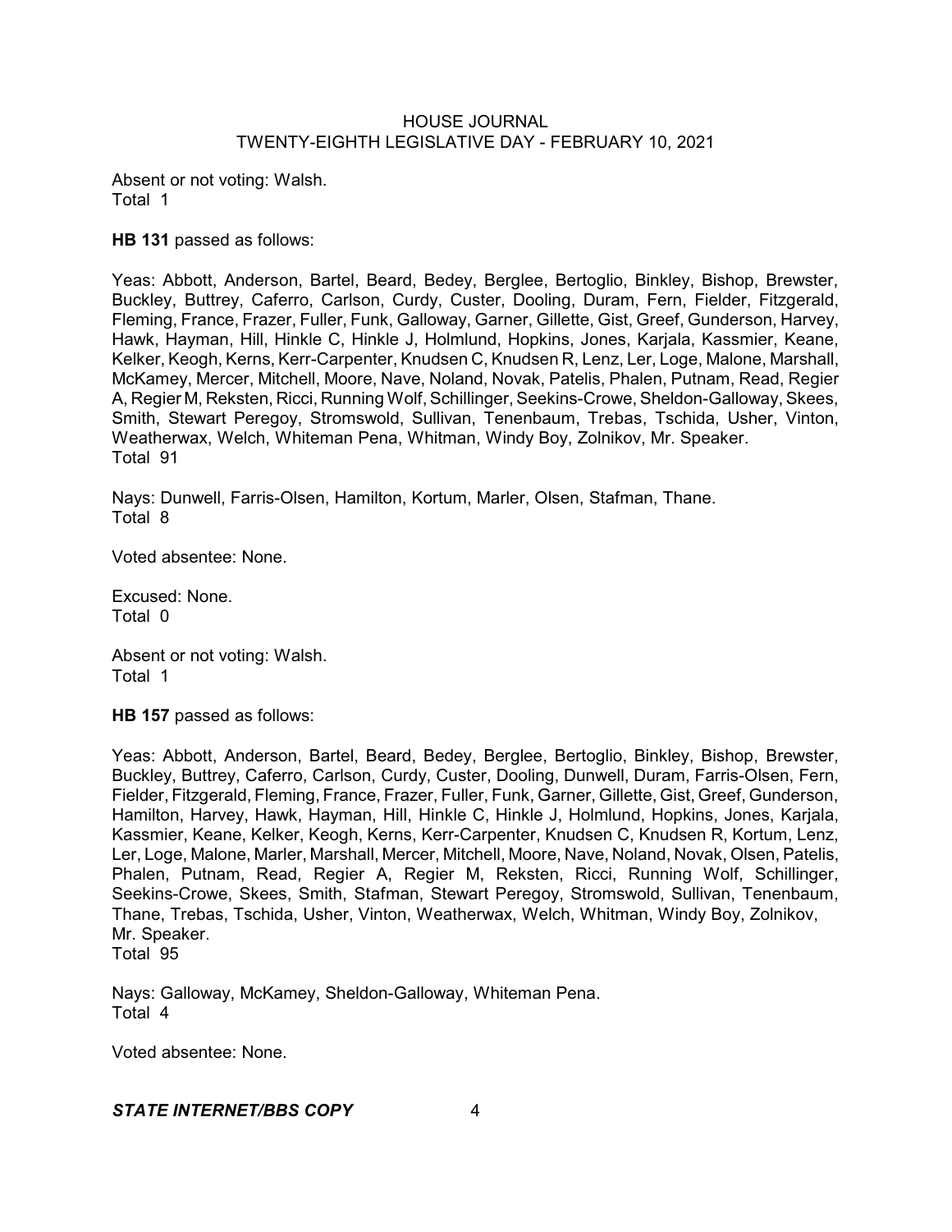Absent or not voting: Walsh.
Total 1

**HB 131** passed as follows:

Yeas: Abbott, Anderson, Bartel, Beard, Bedey, Berglee, Bertoglio, Binkley, Bishop, Brewster, Buckley, Buttrey, Caferro, Carlson, Curdy, Custer, Dooling, Duram, Fern, Fielder, Fitzgerald, Fleming, France, Frazer, Fuller, Funk, Galloway, Garner, Gillette, Gist, Greef, Gunderson, Harvey, Hawk, Hayman, Hill, Hinkle C, Hinkle J, Holmlund, Hopkins, Jones, Karjala, Kassmier, Keane, Kelker, Keogh, Kerns, Kerr-Carpenter, Knudsen C, Knudsen R, Lenz, Ler, Loge, Malone, Marshall, McKamey, Mercer, Mitchell, Moore, Nave, Noland, Novak, Patelis, Phalen, Putnam, Read, Regier A, Regier M, Reksten, Ricci, Running Wolf, Schillinger, Seekins-Crowe, Sheldon-Galloway, Skees, Smith, Stewart Peregoy, Stromswold, Sullivan, Tenenbaum, Trebas, Tschida, Usher, Vinton, Weatherwax, Welch, Whiteman Pena, Whitman, Windy Boy, Zolnikov, Mr. Speaker.
Total 91

Nays: Dunwell, Farris-Olsen, Hamilton, Kortum, Marler, Olsen, Stafman, Thane.
Total 8

Voted absentee: None.

Excused: None.
Total 0

Absent or not voting: Walsh.
Total 1

**HB 157** passed as follows:

Yeas: Abbott, Anderson, Bartel, Beard, Bedey, Berglee, Bertoglio, Binkley, Bishop, Brewster, Buckley, Buttrey, Caferro, Carlson, Curdy, Custer, Dooling, Dunwell, Duram, Farris-Olsen, Fern, Fielder, Fitzgerald, Fleming, France, Frazer, Fuller, Funk, Garner, Gillette, Gist, Greef, Gunderson, Hamilton, Harvey, Hawk, Hayman, Hill, Hinkle C, Hinkle J, Holmlund, Hopkins, Jones, Karjala, Kassmier, Keane, Kelker, Keogh, Kerns, Kerr-Carpenter, Knudsen C, Knudsen R, Kortum, Lenz, Ler, Loge, Malone, Marler, Marshall, Mercer, Mitchell, Moore, Nave, Noland, Novak, Olsen, Patelis, Phalen, Putnam, Read, Regier A, Regier M, Reksten, Ricci, Running Wolf, Schillinger, Seekins-Crowe, Skees, Smith, Stafman, Stewart Peregoy, Stromswold, Sullivan, Tenenbaum, Thane, Trebas, Tschida, Usher, Vinton, Weatherwax, Welch, Whitman, Windy Boy, Zolnikov, Mr. Speaker.
Total 95

Nays: Galloway, McKamey, Sheldon-Galloway, Whiteman Pena.
Total 4

Voted absentee: None.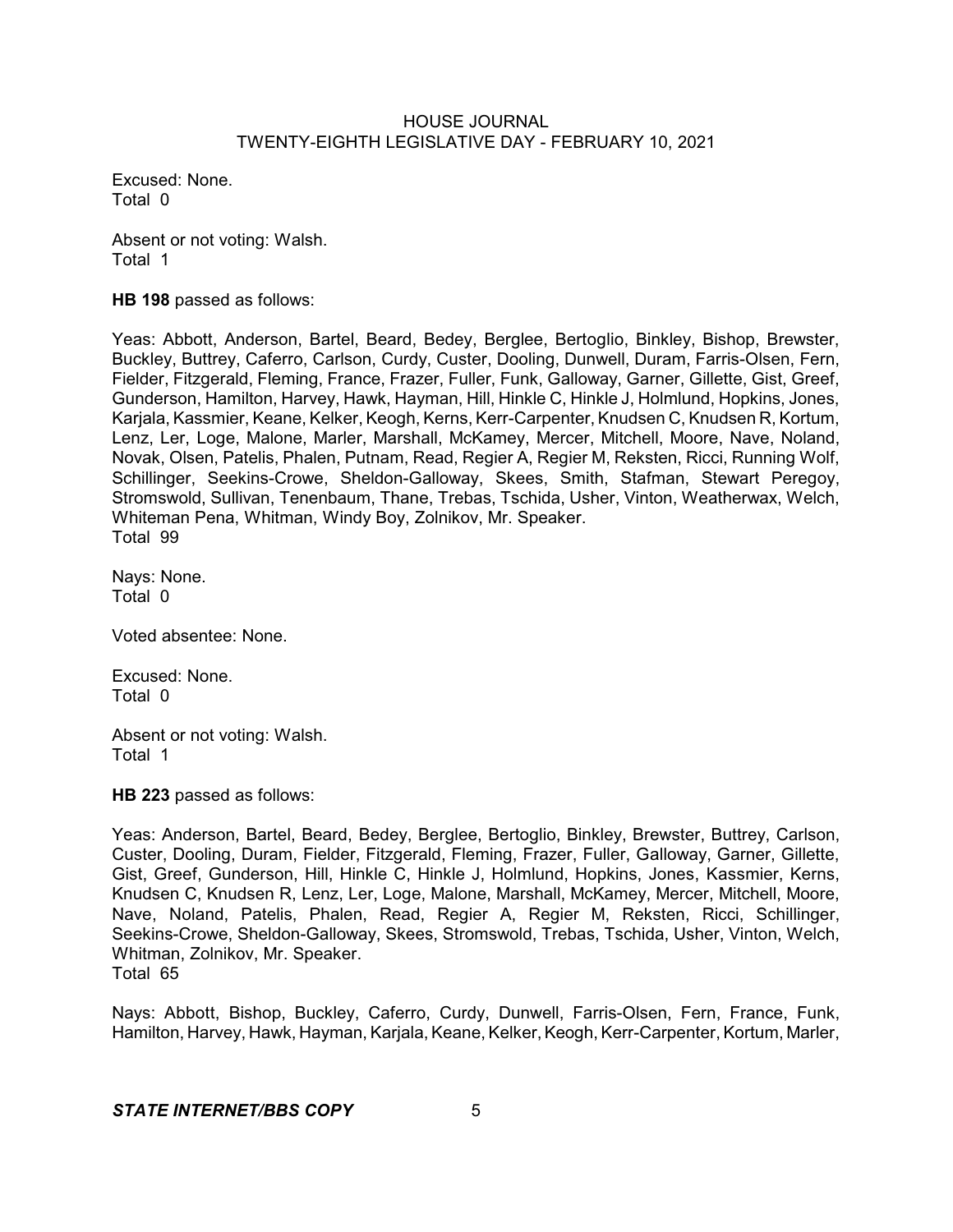Excused: None.
Total 0

Absent or not voting: Walsh.
Total 1

**HB 198** passed as follows:

Yeas: Abbott, Anderson, Bartel, Beard, Bedey, Berglee, Bertoglio, Binkley, Bishop, Brewster, Buckley, Buttrey, Caferro, Carlson, Curdy, Custer, Dooling, Dunwell, Duram, Farris-Olsen, Fern, Fielder, Fitzgerald, Fleming, France, Frazer, Fuller, Funk, Galloway, Garner, Gillette, Gist, Greef, Gunderson, Hamilton, Harvey, Hawk, Hayman, Hill, Hinkle C, Hinkle J, Holmlund, Hopkins, Jones, Karjala, Kassmier, Keane, Kelker, Keogh, Kerns, Kerr-Carpenter, Knudsen C, Knudsen R, Kortum, Lenz, Ler, Loge, Malone, Marler, Marshall, McKamey, Mercer, Mitchell, Moore, Nave, Noland, Novak, Olsen, Patelis, Phalen, Putnam, Read, Regier A, Regier M, Reksten, Ricci, Running Wolf, Schillinger, Seekins-Crowe, Sheldon-Galloway, Skees, Smith, Stafman, Stewart Peregoy, Stromswold, Sullivan, Tenenbaum, Thane, Trebas, Tschida, Usher, Vinton, Weatherwax, Welch, Whiteman Pena, Whitman, Windy Boy, Zolnikov, Mr. Speaker.
Total 99

Nays: None.
Total 0

Voted absentee: None.

Excused: None.
Total 0

Absent or not voting: Walsh.
Total 1

**HB 223** passed as follows:

Yeas: Anderson, Bartel, Beard, Bedey, Berglee, Bertoglio, Binkley, Brewster, Buttrey, Carlson, Custer, Dooling, Duram, Fielder, Fitzgerald, Fleming, Frazer, Fuller, Galloway, Garner, Gillette, Gist, Greef, Gunderson, Hill, Hinkle C, Hinkle J, Holmlund, Hopkins, Jones, Kassmier, Kerns, Knudsen C, Knudsen R, Lenz, Ler, Loge, Malone, Marshall, McKamey, Mercer, Mitchell, Moore, Nave, Noland, Patelis, Phalen, Read, Regier A, Regier M, Reksten, Ricci, Schillinger, Seekins-Crowe, Sheldon-Galloway, Skees, Stromswold, Trebas, Tschida, Usher, Vinton, Welch, Whitman, Zolnikov, Mr. Speaker.
Total 65

Nays: Abbott, Bishop, Buckley, Caferro, Curdy, Dunwell, Farris-Olsen, Fern, France, Funk, Hamilton, Harvey, Hawk, Hayman, Karjala, Keane, Kelker, Keogh, Kerr-Carpenter, Kortum, Marler,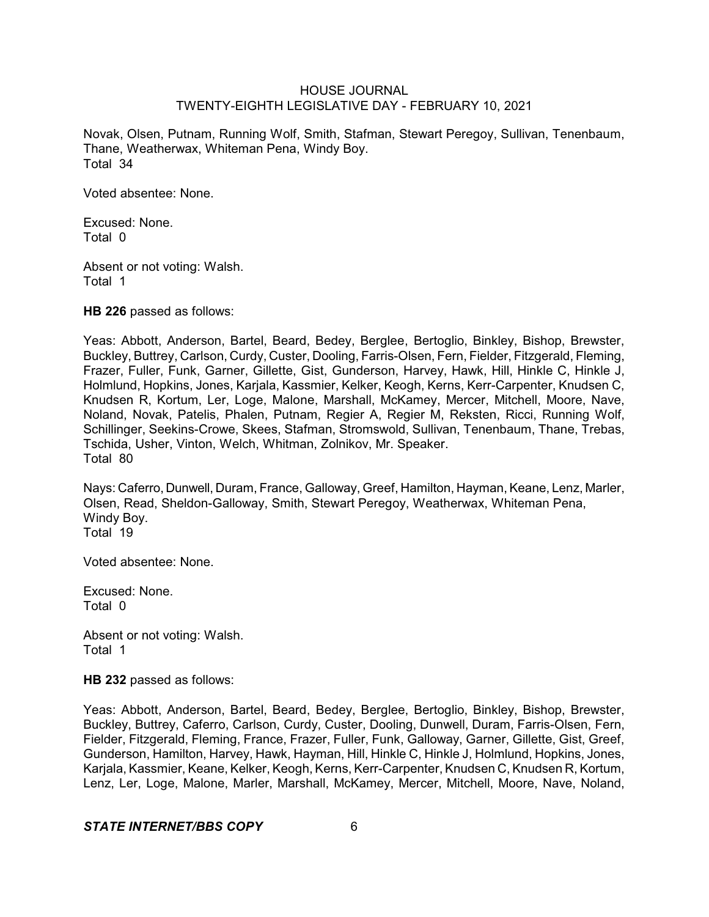Novak, Olsen, Putnam, Running Wolf, Smith, Stafman, Stewart Peregoy, Sullivan, Tenenbaum, Thane, Weatherwax, Whiteman Pena, Windy Boy.
Total 34

Voted absentee: None.

Excused: None.
Total 0

Absent or not voting: Walsh.
Total 1

**HB 226** passed as follows:

Yeas: Abbott, Anderson, Bartel, Beard, Bedey, Berglee, Bertoglio, Binkley, Bishop, Brewster, Buckley, Buttrey, Carlson, Curdy, Custer, Dooling, Farris-Olsen, Fern, Fielder, Fitzgerald, Fleming, Frazer, Fuller, Funk, Garner, Gillette, Gist, Gunderson, Harvey, Hawk, Hill, Hinkle C, Hinkle J, Holmlund, Hopkins, Jones, Karjala, Kassmier, Kelker, Keogh, Kerns, Kerr-Carpenter, Knudsen C, Knudsen R, Kortum, Ler, Loge, Malone, Marshall, McKamey, Mercer, Mitchell, Moore, Nave, Noland, Novak, Patelis, Phalen, Putnam, Regier A, Regier M, Reksten, Ricci, Running Wolf, Schillinger, Seekins-Crowe, Skees, Stafman, Stromswold, Sullivan, Tenenbaum, Thane, Trebas, Tschida, Usher, Vinton, Welch, Whitman, Zolnikov, Mr. Speaker.
Total 80

Nays: Caferro, Dunwell, Duram, France, Galloway, Greef, Hamilton, Hayman, Keane, Lenz, Marler, Olsen, Read, Sheldon-Galloway, Smith, Stewart Peregoy, Weatherwax, Whiteman Pena, Windy Boy.
Total 19

Voted absentee: None.

Excused: None.
Total 0

Absent or not voting: Walsh.
Total 1

**HB 232** passed as follows:

Yeas: Abbott, Anderson, Bartel, Beard, Bedey, Berglee, Bertoglio, Binkley, Bishop, Brewster, Buckley, Buttrey, Caferro, Carlson, Curdy, Custer, Dooling, Dunwell, Duram, Farris-Olsen, Fern, Fielder, Fitzgerald, Fleming, France, Frazer, Fuller, Funk, Galloway, Garner, Gillette, Gist, Greef, Gunderson, Hamilton, Harvey, Hawk, Hayman, Hill, Hinkle C, Hinkle J, Holmlund, Hopkins, Jones, Karjala, Kassmier, Keane, Kelker, Keogh, Kerns, Kerr-Carpenter, Knudsen C, Knudsen R, Kortum, Lenz, Ler, Loge, Malone, Marler, Marshall, McKamey, Mercer, Mitchell, Moore, Nave, Noland,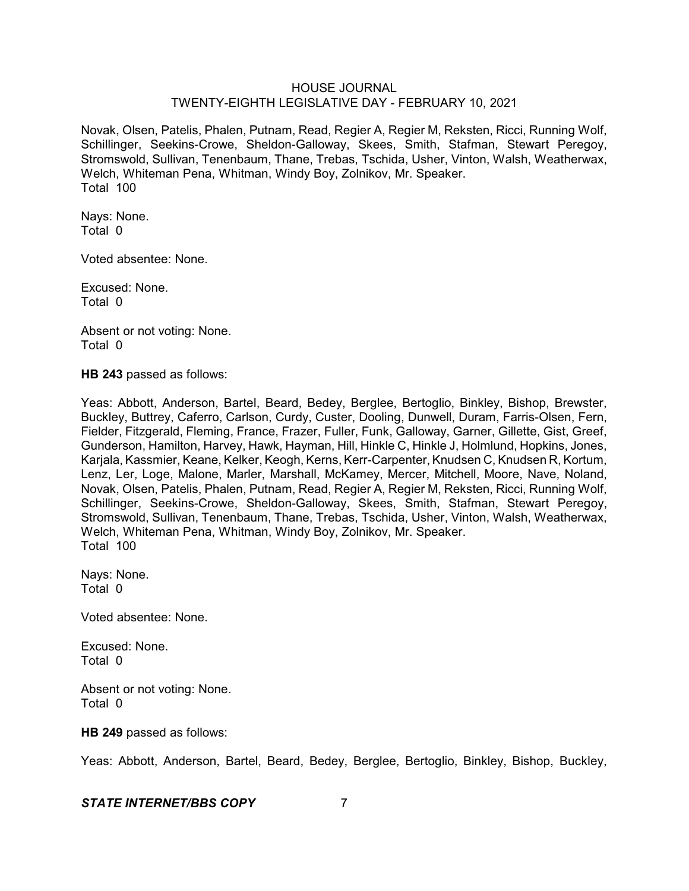Novak, Olsen, Patelis, Phalen, Putnam, Read, Regier A, Regier M, Reksten, Ricci, Running Wolf, Schillinger, Seekins-Crowe, Sheldon-Galloway, Skees, Smith, Stafman, Stewart Peregoy, Stromswold, Sullivan, Tenenbaum, Thane, Trebas, Tschida, Usher, Vinton, Walsh, Weatherwax, Welch, Whiteman Pena, Whitman, Windy Boy, Zolnikov, Mr. Speaker.
Total 100

Nays: None.
Total 0

Voted absentee: None.

Excused: None.
Total 0

Absent or not voting: None.
Total 0

**HB 243** passed as follows:

Yeas: Abbott, Anderson, Bartel, Beard, Bedey, Berglee, Bertoglio, Binkley, Bishop, Brewster, Buckley, Buttrey, Caferro, Carlson, Curdy, Custer, Dooling, Dunwell, Duram, Farris-Olsen, Fern, Fielder, Fitzgerald, Fleming, France, Frazer, Fuller, Funk, Galloway, Garner, Gillette, Gist, Greef, Gunderson, Hamilton, Harvey, Hawk, Hayman, Hill, Hinkle C, Hinkle J, Holmlund, Hopkins, Jones, Karjala, Kassmier, Keane, Kelker, Keogh, Kerns, Kerr-Carpenter, Knudsen C, Knudsen R, Kortum, Lenz, Ler, Loge, Malone, Marler, Marshall, McKamey, Mercer, Mitchell, Moore, Nave, Noland, Novak, Olsen, Patelis, Phalen, Putnam, Read, Regier A, Regier M, Reksten, Ricci, Running Wolf, Schillinger, Seekins-Crowe, Sheldon-Galloway, Skees, Smith, Stafman, Stewart Peregoy, Stromswold, Sullivan, Tenenbaum, Thane, Trebas, Tschida, Usher, Vinton, Walsh, Weatherwax, Welch, Whiteman Pena, Whitman, Windy Boy, Zolnikov, Mr. Speaker.
Total 100

Nays: None.
Total 0

Voted absentee: None.

Excused: None.
Total 0

Absent or not voting: None.
Total 0

**HB 249** passed as follows:

Yeas: Abbott, Anderson, Bartel, Beard, Bedey, Berglee, Bertoglio, Binkley, Bishop, Buckley,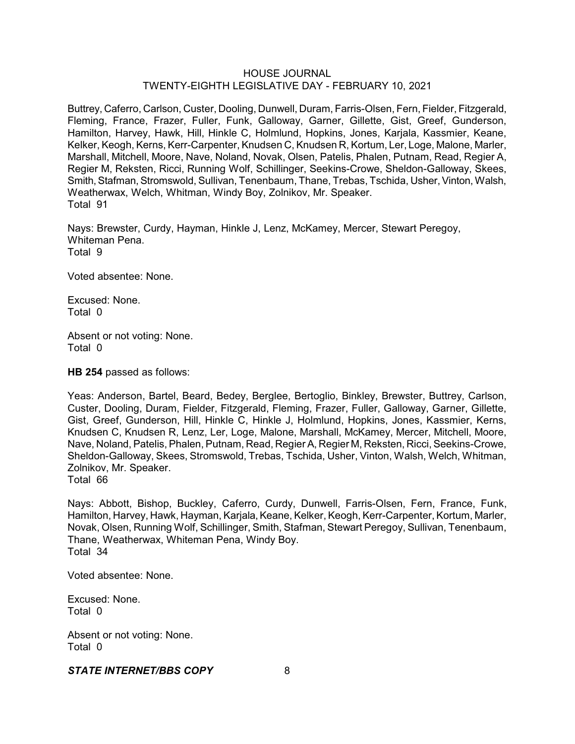Buttrey, Caferro, Carlson, Custer, Dooling, Dunwell, Duram, Farris-Olsen, Fern, Fielder, Fitzgerald, Fleming, France, Frazer, Fuller, Funk, Galloway, Garner, Gillette, Gist, Greef, Gunderson, Hamilton, Harvey, Hawk, Hill, Hinkle C, Holmlund, Hopkins, Jones, Karjala, Kassmier, Keane, Kelker, Keogh, Kerns, Kerr-Carpenter, Knudsen C, Knudsen R, Kortum, Ler, Loge, Malone, Marler, Marshall, Mitchell, Moore, Nave, Noland, Novak, Olsen, Patelis, Phalen, Putnam, Read, Regier A, Regier M, Reksten, Ricci, Running Wolf, Schillinger, Seekins-Crowe, Sheldon-Galloway, Skees, Smith, Stafman, Stromswold, Sullivan, Tenenbaum, Thane, Trebas, Tschida, Usher, Vinton, Walsh, Weatherwax, Welch, Whitman, Windy Boy, Zolnikov, Mr. Speaker.
Total 91

Nays: Brewster, Curdy, Hayman, Hinkle J, Lenz, McKamey, Mercer, Stewart Peregoy, Whiteman Pena.
Total 9

Voted absentee: None.

Excused: None.
Total 0

Absent or not voting: None.
Total 0

**HB 254** passed as follows:

Yeas: Anderson, Bartel, Beard, Bedey, Berglee, Bertoglio, Binkley, Brewster, Buttrey, Carlson, Custer, Dooling, Duram, Fielder, Fitzgerald, Fleming, Frazer, Fuller, Galloway, Garner, Gillette, Gist, Greef, Gunderson, Hill, Hinkle C, Hinkle J, Holmlund, Hopkins, Jones, Kassmier, Kerns, Knudsen C, Knudsen R, Lenz, Ler, Loge, Malone, Marshall, McKamey, Mercer, Mitchell, Moore, Nave, Noland, Patelis, Phalen, Putnam, Read, Regier A, Regier M, Reksten, Ricci, Seekins-Crowe, Sheldon-Galloway, Skees, Stromswold, Trebas, Tschida, Usher, Vinton, Walsh, Welch, Whitman, Zolnikov, Mr. Speaker.
Total 66

Nays: Abbott, Bishop, Buckley, Caferro, Curdy, Dunwell, Farris-Olsen, Fern, France, Funk, Hamilton, Harvey, Hawk, Hayman, Karjala, Keane, Kelker, Keogh, Kerr-Carpenter, Kortum, Marler, Novak, Olsen, Running Wolf, Schillinger, Smith, Stafman, Stewart Peregoy, Sullivan, Tenenbaum, Thane, Weatherwax, Whiteman Pena, Windy Boy.
Total 34

Voted absentee: None.

Excused: None.
Total 0

Absent or not voting: None.
Total 0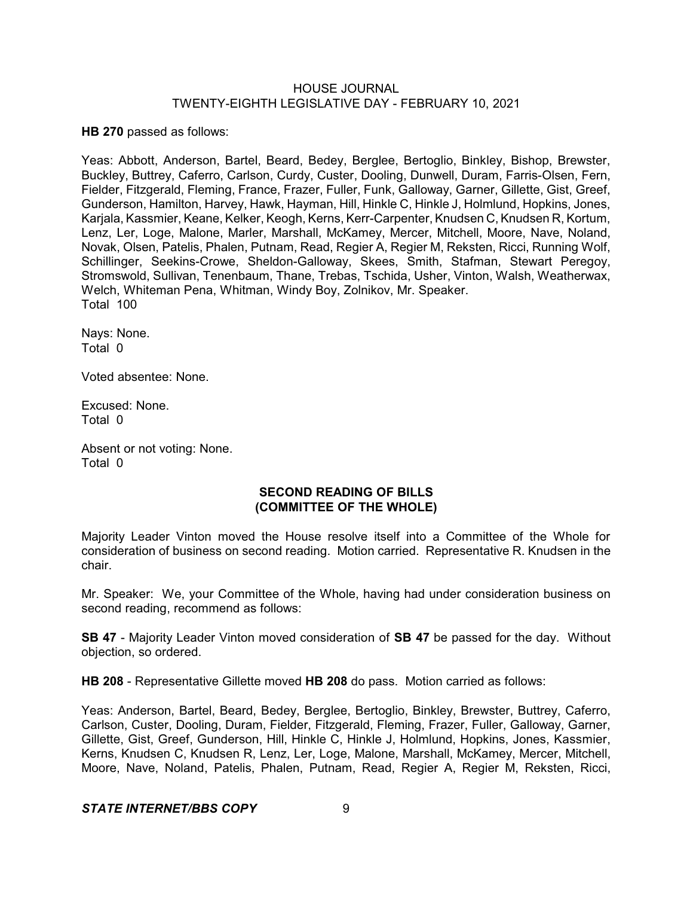**HB 270** passed as follows:

Yeas: Abbott, Anderson, Bartel, Beard, Bedey, Berglee, Bertoglio, Binkley, Bishop, Brewster, Buckley, Buttrey, Caferro, Carlson, Curdy, Custer, Dooling, Dunwell, Duram, Farris-Olsen, Fern, Fielder, Fitzgerald, Fleming, France, Frazer, Fuller, Funk, Galloway, Garner, Gillette, Gist, Greef, Gunderson, Hamilton, Harvey, Hawk, Hayman, Hill, Hinkle C, Hinkle J, Holmlund, Hopkins, Jones, Karjala, Kassmier, Keane, Kelker, Keogh, Kerns, Kerr-Carpenter, Knudsen C, Knudsen R, Kortum, Lenz, Ler, Loge, Malone, Marler, Marshall, McKamey, Mercer, Mitchell, Moore, Nave, Noland, Novak, Olsen, Patelis, Phalen, Putnam, Read, Regier A, Regier M, Reksten, Ricci, Running Wolf, Schillinger, Seekins-Crowe, Sheldon-Galloway, Skees, Smith, Stafman, Stewart Peregoy, Stromswold, Sullivan, Tenenbaum, Thane, Trebas, Tschida, Usher, Vinton, Walsh, Weatherwax, Welch, Whiteman Pena, Whitman, Windy Boy, Zolnikov, Mr. Speaker.
Total 100

Nays: None.
Total 0

Voted absentee: None.

Excused: None.
Total 0

Absent or not voting: None.
Total 0

## SECOND READING OF BILLS (COMMITTEE OF THE WHOLE)

Majority Leader Vinton moved the House resolve itself into a Committee of the Whole for consideration of business on second reading. Motion carried. Representative R. Knudsen in the chair.

Mr. Speaker: We, your Committee of the Whole, having had under consideration business on second reading, recommend as follows:

**SB 47** - Majority Leader Vinton moved consideration of **SB 47** be passed for the day. Without objection, so ordered.

**HB 208** - Representative Gillette moved **HB 208** do pass. Motion carried as follows:

Yeas: Anderson, Bartel, Beard, Bedey, Berglee, Bertoglio, Binkley, Brewster, Buttrey, Caferro, Carlson, Custer, Dooling, Duram, Fielder, Fitzgerald, Fleming, Frazer, Fuller, Galloway, Garner, Gillette, Gist, Greef, Gunderson, Hill, Hinkle C, Hinkle J, Holmlund, Hopkins, Jones, Kassmier, Kerns, Knudsen C, Knudsen R, Lenz, Ler, Loge, Malone, Marshall, McKamey, Mercer, Mitchell, Moore, Nave, Noland, Patelis, Phalen, Putnam, Read, Regier A, Regier M, Reksten, Ricci,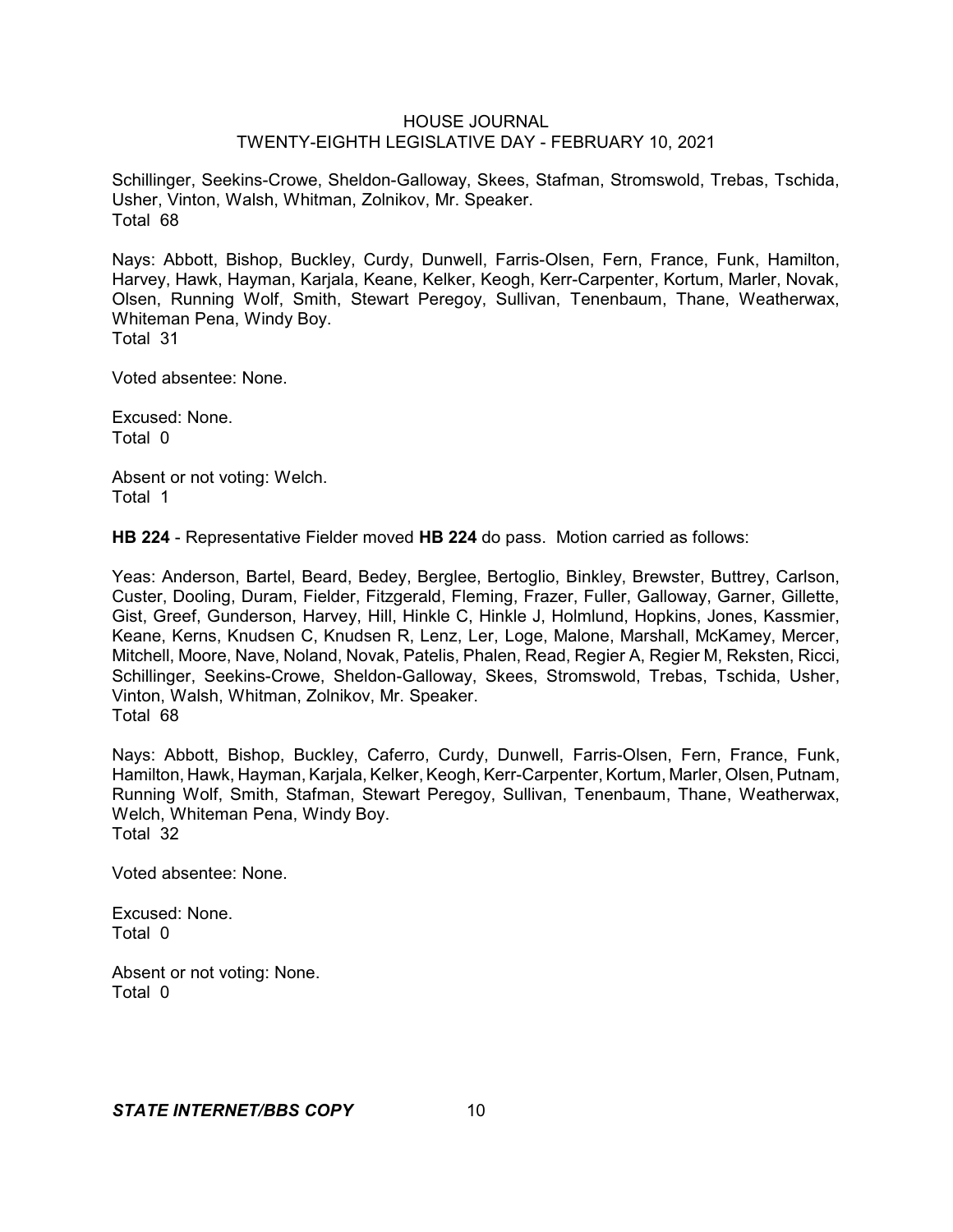Schillinger, Seekins-Crowe, Sheldon-Galloway, Skees, Stafman, Stromswold, Trebas, Tschida, Usher, Vinton, Walsh, Whitman, Zolnikov, Mr. Speaker.
Total 68

Nays: Abbott, Bishop, Buckley, Curdy, Dunwell, Farris-Olsen, Fern, France, Funk, Hamilton, Harvey, Hawk, Hayman, Karjala, Keane, Kelker, Keogh, Kerr-Carpenter, Kortum, Marler, Novak, Olsen, Running Wolf, Smith, Stewart Peregoy, Sullivan, Tenenbaum, Thane, Weatherwax, Whiteman Pena, Windy Boy.
Total 31

Voted absentee: None.

Excused: None.
Total 0

Absent or not voting: Welch.
Total 1

**HB 224** - Representative Fielder moved **HB 224** do pass. Motion carried as follows:

Yeas: Anderson, Bartel, Beard, Bedey, Berglee, Bertoglio, Binkley, Brewster, Buttrey, Carlson, Custer, Dooling, Duram, Fielder, Fitzgerald, Fleming, Frazer, Fuller, Galloway, Garner, Gillette, Gist, Greef, Gunderson, Harvey, Hill, Hinkle C, Hinkle J, Holmlund, Hopkins, Jones, Kassmier, Keane, Kerns, Knudsen C, Knudsen R, Lenz, Ler, Loge, Malone, Marshall, McKamey, Mercer, Mitchell, Moore, Nave, Noland, Novak, Patelis, Phalen, Read, Regier A, Regier M, Reksten, Ricci, Schillinger, Seekins-Crowe, Sheldon-Galloway, Skees, Stromswold, Trebas, Tschida, Usher, Vinton, Walsh, Whitman, Zolnikov, Mr. Speaker.
Total 68

Nays: Abbott, Bishop, Buckley, Caferro, Curdy, Dunwell, Farris-Olsen, Fern, France, Funk, Hamilton, Hawk, Hayman, Karjala, Kelker, Keogh, Kerr-Carpenter, Kortum, Marler, Olsen, Putnam, Running Wolf, Smith, Stafman, Stewart Peregoy, Sullivan, Tenenbaum, Thane, Weatherwax, Welch, Whiteman Pena, Windy Boy.
Total 32

Voted absentee: None.

Excused: None.
Total 0

Absent or not voting: None.
Total 0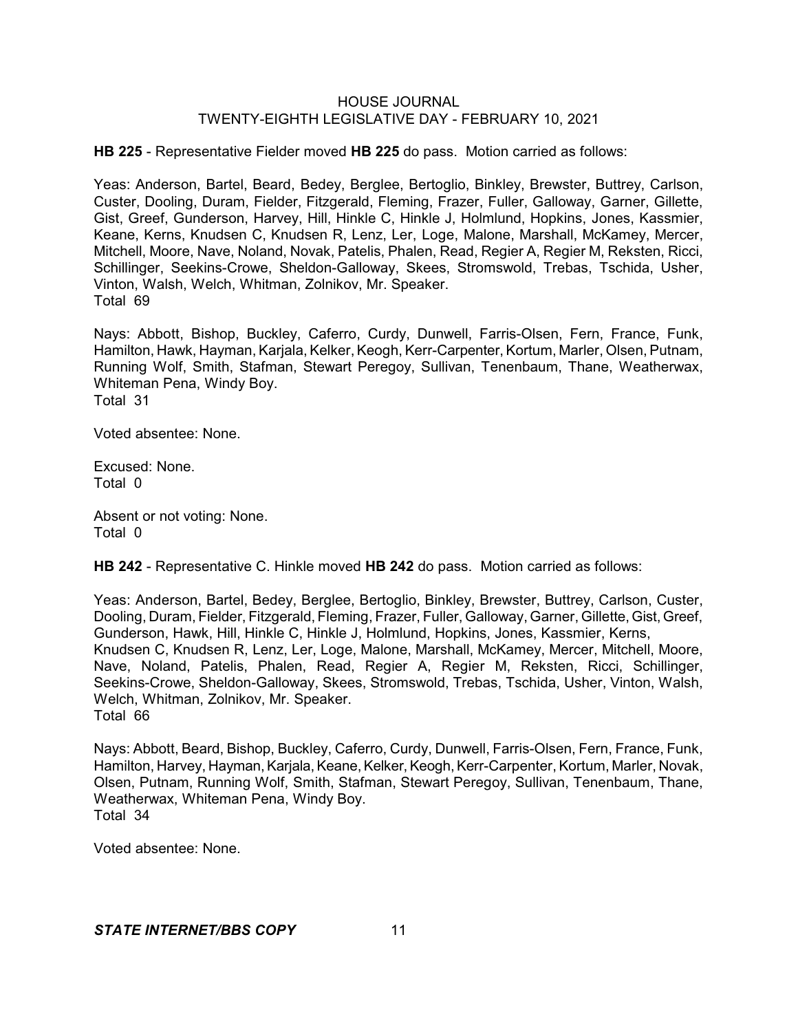**HB 225** - Representative Fielder moved **HB 225** do pass. Motion carried as follows:

Yeas: Anderson, Bartel, Beard, Bedey, Berglee, Bertoglio, Binkley, Brewster, Buttrey, Carlson, Custer, Dooling, Duram, Fielder, Fitzgerald, Fleming, Frazer, Fuller, Galloway, Garner, Gillette, Gist, Greef, Gunderson, Harvey, Hill, Hinkle C, Hinkle J, Holmlund, Hopkins, Jones, Kassmier, Keane, Kerns, Knudsen C, Knudsen R, Lenz, Ler, Loge, Malone, Marshall, McKamey, Mercer, Mitchell, Moore, Nave, Noland, Novak, Patelis, Phalen, Read, Regier A, Regier M, Reksten, Ricci, Schillinger, Seekins-Crowe, Sheldon-Galloway, Skees, Stromswold, Trebas, Tschida, Usher, Vinton, Walsh, Welch, Whitman, Zolnikov, Mr. Speaker.
Total 69

Nays: Abbott, Bishop, Buckley, Caferro, Curdy, Dunwell, Farris-Olsen, Fern, France, Funk, Hamilton, Hawk, Hayman, Karjala, Kelker, Keogh, Kerr-Carpenter, Kortum, Marler, Olsen, Putnam, Running Wolf, Smith, Stafman, Stewart Peregoy, Sullivan, Tenenbaum, Thane, Weatherwax, Whiteman Pena, Windy Boy.
Total 31

Voted absentee: None.

Excused: None.
Total 0

Absent or not voting: None.
Total 0

**HB 242** - Representative C. Hinkle moved **HB 242** do pass. Motion carried as follows:

Yeas: Anderson, Bartel, Bedey, Berglee, Bertoglio, Binkley, Brewster, Buttrey, Carlson, Custer, Dooling, Duram, Fielder, Fitzgerald, Fleming, Frazer, Fuller, Galloway, Garner, Gillette, Gist, Greef, Gunderson, Hawk, Hill, Hinkle C, Hinkle J, Holmlund, Hopkins, Jones, Kassmier, Kerns, Knudsen C, Knudsen R, Lenz, Ler, Loge, Malone, Marshall, McKamey, Mercer, Mitchell, Moore, Nave, Noland, Patelis, Phalen, Read, Regier A, Regier M, Reksten, Ricci, Schillinger, Seekins-Crowe, Sheldon-Galloway, Skees, Stromswold, Trebas, Tschida, Usher, Vinton, Walsh, Welch, Whitman, Zolnikov, Mr. Speaker.
Total 66

Nays: Abbott, Beard, Bishop, Buckley, Caferro, Curdy, Dunwell, Farris-Olsen, Fern, France, Funk, Hamilton, Harvey, Hayman, Karjala, Keane, Kelker, Keogh, Kerr-Carpenter, Kortum, Marler, Novak, Olsen, Putnam, Running Wolf, Smith, Stafman, Stewart Peregoy, Sullivan, Tenenbaum, Thane, Weatherwax, Whiteman Pena, Windy Boy.
Total 34

Voted absentee: None.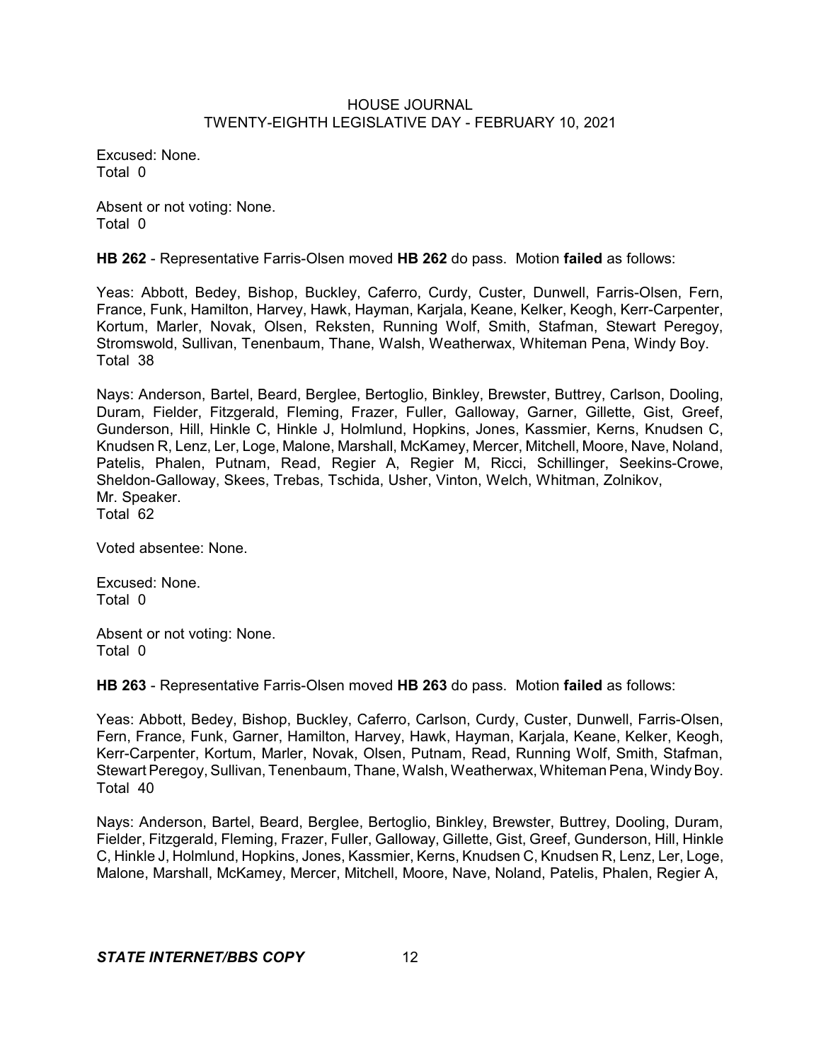Excused: None.
Total 0

Absent or not voting: None.
Total 0

**HB 262** - Representative Farris-Olsen moved **HB 262** do pass. Motion **failed** as follows:

Yeas: Abbott, Bedey, Bishop, Buckley, Caferro, Curdy, Custer, Dunwell, Farris-Olsen, Fern, France, Funk, Hamilton, Harvey, Hawk, Hayman, Karjala, Keane, Kelker, Keogh, Kerr-Carpenter, Kortum, Marler, Novak, Olsen, Reksten, Running Wolf, Smith, Stafman, Stewart Peregoy, Stromswold, Sullivan, Tenenbaum, Thane, Walsh, Weatherwax, Whiteman Pena, Windy Boy.
Total 38

Nays: Anderson, Bartel, Beard, Berglee, Bertoglio, Binkley, Brewster, Buttrey, Carlson, Dooling, Duram, Fielder, Fitzgerald, Fleming, Frazer, Fuller, Galloway, Garner, Gillette, Gist, Greef, Gunderson, Hill, Hinkle C, Hinkle J, Holmlund, Hopkins, Jones, Kassmier, Kerns, Knudsen C, Knudsen R, Lenz, Ler, Loge, Malone, Marshall, McKamey, Mercer, Mitchell, Moore, Nave, Noland, Patelis, Phalen, Putnam, Read, Regier A, Regier M, Ricci, Schillinger, Seekins-Crowe, Sheldon-Galloway, Skees, Trebas, Tschida, Usher, Vinton, Welch, Whitman, Zolnikov, Mr. Speaker.
Total 62

Voted absentee: None.

Excused: None.
Total 0

Absent or not voting: None.
Total 0

**HB 263** - Representative Farris-Olsen moved **HB 263** do pass. Motion **failed** as follows:

Yeas: Abbott, Bedey, Bishop, Buckley, Caferro, Carlson, Curdy, Custer, Dunwell, Farris-Olsen, Fern, France, Funk, Garner, Hamilton, Harvey, Hawk, Hayman, Karjala, Keane, Kelker, Keogh, Kerr-Carpenter, Kortum, Marler, Novak, Olsen, Putnam, Read, Running Wolf, Smith, Stafman, Stewart Peregoy, Sullivan, Tenenbaum, Thane, Walsh, Weatherwax, Whiteman Pena, Windy Boy.
Total 40

Nays: Anderson, Bartel, Beard, Berglee, Bertoglio, Binkley, Brewster, Buttrey, Dooling, Duram, Fielder, Fitzgerald, Fleming, Frazer, Fuller, Galloway, Gillette, Gist, Greef, Gunderson, Hill, Hinkle C, Hinkle J, Holmlund, Hopkins, Jones, Kassmier, Kerns, Knudsen C, Knudsen R, Lenz, Ler, Loge, Malone, Marshall, McKamey, Mercer, Mitchell, Moore, Nave, Noland, Patelis, Phalen, Regier A,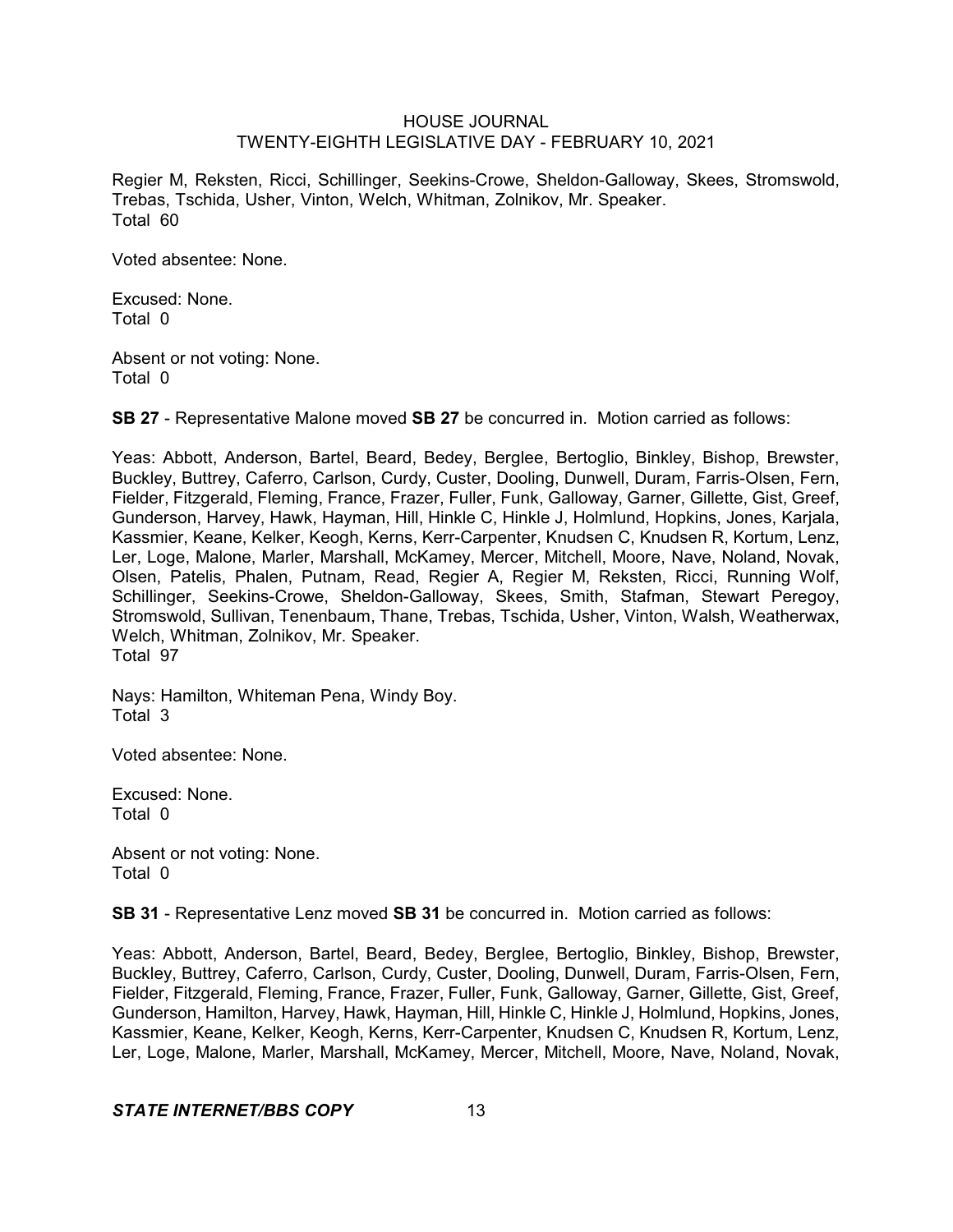Regier M, Reksten, Ricci, Schillinger, Seekins-Crowe, Sheldon-Galloway, Skees, Stromswold, Trebas, Tschida, Usher, Vinton, Welch, Whitman, Zolnikov, Mr. Speaker.
Total 60

Voted absentee: None.

Excused: None.
Total 0

Absent or not voting: None.
Total 0

**SB 27** - Representative Malone moved **SB 27** be concurred in. Motion carried as follows:

Yeas: Abbott, Anderson, Bartel, Beard, Bedey, Berglee, Bertoglio, Binkley, Bishop, Brewster, Buckley, Buttrey, Caferro, Carlson, Curdy, Custer, Dooling, Dunwell, Duram, Farris-Olsen, Fern, Fielder, Fitzgerald, Fleming, France, Frazer, Fuller, Funk, Galloway, Garner, Gillette, Gist, Greef, Gunderson, Harvey, Hawk, Hayman, Hill, Hinkle C, Hinkle J, Holmlund, Hopkins, Jones, Karjala, Kassmier, Keane, Kelker, Keogh, Kerns, Kerr-Carpenter, Knudsen C, Knudsen R, Kortum, Lenz, Ler, Loge, Malone, Marler, Marshall, McKamey, Mercer, Mitchell, Moore, Nave, Noland, Novak, Olsen, Patelis, Phalen, Putnam, Read, Regier A, Regier M, Reksten, Ricci, Running Wolf, Schillinger, Seekins-Crowe, Sheldon-Galloway, Skees, Smith, Stafman, Stewart Peregoy, Stromswold, Sullivan, Tenenbaum, Thane, Trebas, Tschida, Usher, Vinton, Walsh, Weatherwax, Welch, Whitman, Zolnikov, Mr. Speaker.
Total 97

Nays: Hamilton, Whiteman Pena, Windy Boy.
Total 3

Voted absentee: None.

Excused: None.
Total 0

Absent or not voting: None.
Total 0

**SB 31** - Representative Lenz moved **SB 31** be concurred in. Motion carried as follows:

Yeas: Abbott, Anderson, Bartel, Beard, Bedey, Berglee, Bertoglio, Binkley, Bishop, Brewster, Buckley, Buttrey, Caferro, Carlson, Curdy, Custer, Dooling, Dunwell, Duram, Farris-Olsen, Fern, Fielder, Fitzgerald, Fleming, France, Frazer, Fuller, Funk, Galloway, Garner, Gillette, Gist, Greef, Gunderson, Hamilton, Harvey, Hawk, Hayman, Hill, Hinkle C, Hinkle J, Holmlund, Hopkins, Jones, Kassmier, Keane, Kelker, Keogh, Kerns, Kerr-Carpenter, Knudsen C, Knudsen R, Kortum, Lenz, Ler, Loge, Malone, Marler, Marshall, McKamey, Mercer, Mitchell, Moore, Nave, Noland, Novak,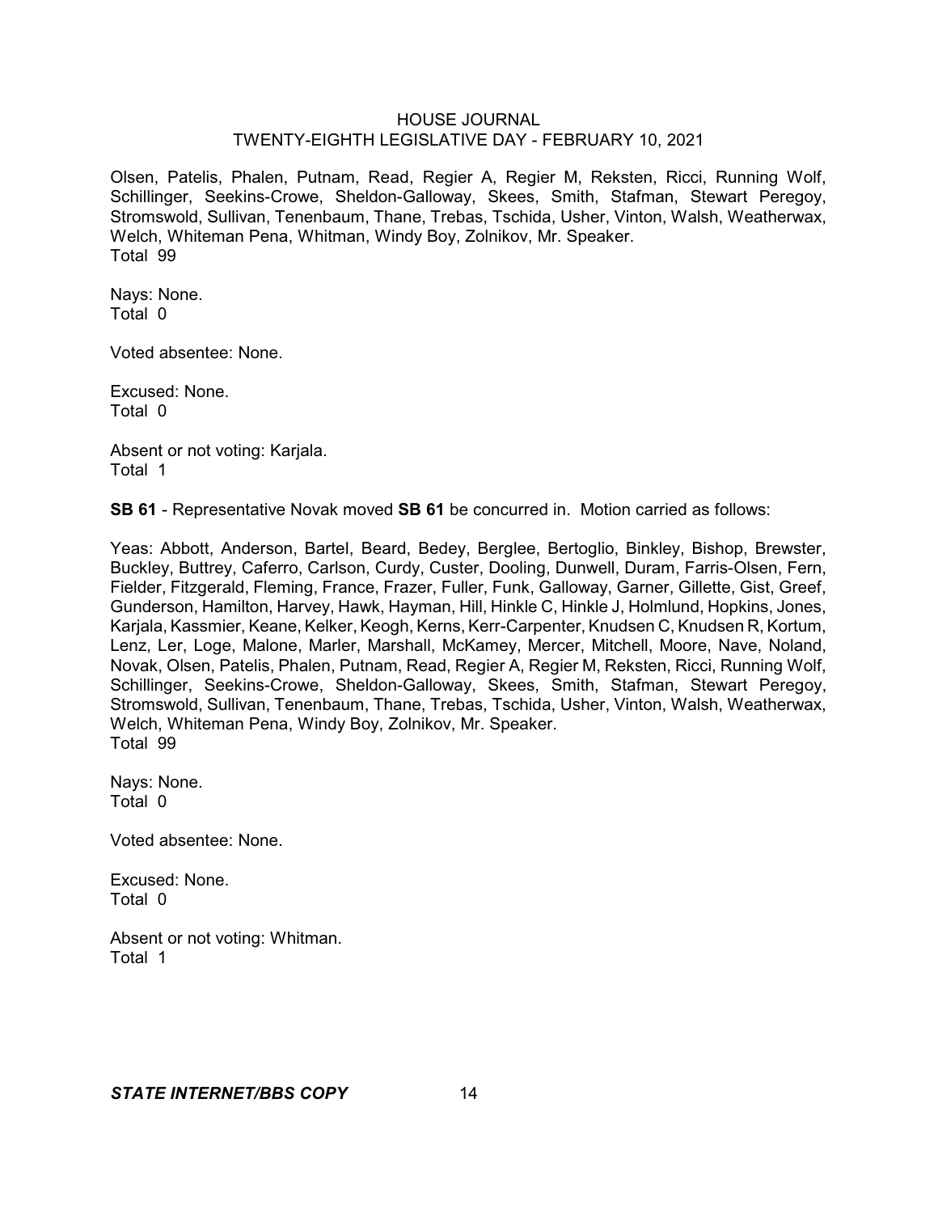Olsen, Patelis, Phalen, Putnam, Read, Regier A, Regier M, Reksten, Ricci, Running Wolf, Schillinger, Seekins-Crowe, Sheldon-Galloway, Skees, Smith, Stafman, Stewart Peregoy, Stromswold, Sullivan, Tenenbaum, Thane, Trebas, Tschida, Usher, Vinton, Walsh, Weatherwax, Welch, Whiteman Pena, Whitman, Windy Boy, Zolnikov, Mr. Speaker.
Total 99

Nays: None.
Total 0

Voted absentee: None.

Excused: None.
Total 0

Absent or not voting: Karjala.
Total 1

**SB 61** - Representative Novak moved **SB 61** be concurred in. Motion carried as follows:

Yeas: Abbott, Anderson, Bartel, Beard, Bedey, Berglee, Bertoglio, Binkley, Bishop, Brewster, Buckley, Buttrey, Caferro, Carlson, Curdy, Custer, Dooling, Dunwell, Duram, Farris-Olsen, Fern, Fielder, Fitzgerald, Fleming, France, Frazer, Fuller, Funk, Galloway, Garner, Gillette, Gist, Greef, Gunderson, Hamilton, Harvey, Hawk, Hayman, Hill, Hinkle C, Hinkle J, Holmlund, Hopkins, Jones, Karjala, Kassmier, Keane, Kelker, Keogh, Kerns, Kerr-Carpenter, Knudsen C, Knudsen R, Kortum, Lenz, Ler, Loge, Malone, Marler, Marshall, McKamey, Mercer, Mitchell, Moore, Nave, Noland, Novak, Olsen, Patelis, Phalen, Putnam, Read, Regier A, Regier M, Reksten, Ricci, Running Wolf, Schillinger, Seekins-Crowe, Sheldon-Galloway, Skees, Smith, Stafman, Stewart Peregoy, Stromswold, Sullivan, Tenenbaum, Thane, Trebas, Tschida, Usher, Vinton, Walsh, Weatherwax, Welch, Whiteman Pena, Windy Boy, Zolnikov, Mr. Speaker.
Total 99

Nays: None.
Total 0

Voted absentee: None.

Excused: None.
Total 0

Absent or not voting: Whitman.
Total 1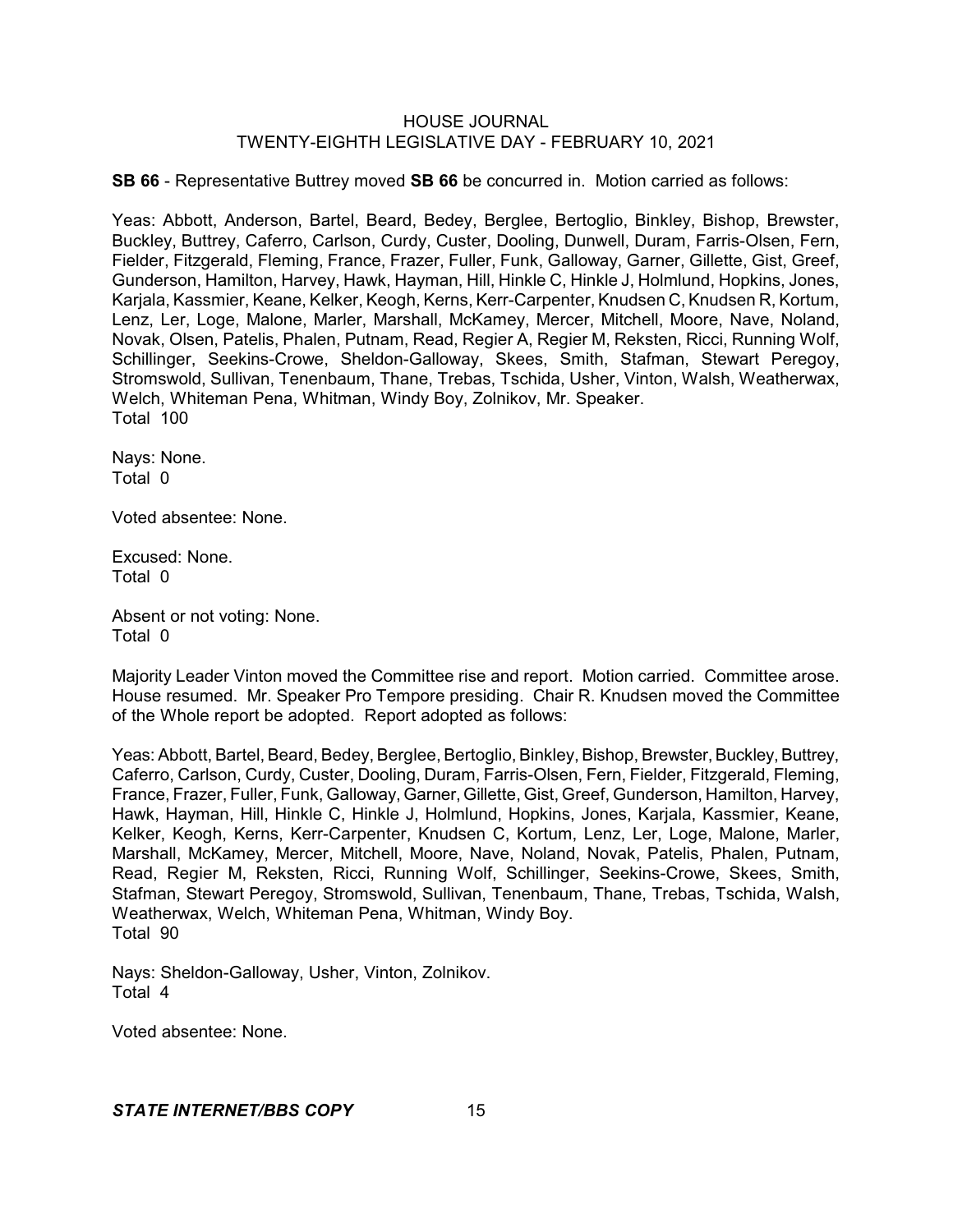**SB 66** - Representative Buttrey moved **SB 66** be concurred in. Motion carried as follows:

Yeas: Abbott, Anderson, Bartel, Beard, Bedey, Berglee, Bertoglio, Binkley, Bishop, Brewster, Buckley, Buttrey, Caferro, Carlson, Curdy, Custer, Dooling, Dunwell, Duram, Farris-Olsen, Fern, Fielder, Fitzgerald, Fleming, France, Frazer, Fuller, Funk, Galloway, Garner, Gillette, Gist, Greef, Gunderson, Hamilton, Harvey, Hawk, Hayman, Hill, Hinkle C, Hinkle J, Holmlund, Hopkins, Jones, Karjala, Kassmier, Keane, Kelker, Keogh, Kerns, Kerr-Carpenter, Knudsen C, Knudsen R, Kortum, Lenz, Ler, Loge, Malone, Marler, Marshall, McKamey, Mercer, Mitchell, Moore, Nave, Noland, Novak, Olsen, Patelis, Phalen, Putnam, Read, Regier A, Regier M, Reksten, Ricci, Running Wolf, Schillinger, Seekins-Crowe, Sheldon-Galloway, Skees, Smith, Stafman, Stewart Peregoy, Stromswold, Sullivan, Tenenbaum, Thane, Trebas, Tschida, Usher, Vinton, Walsh, Weatherwax, Welch, Whiteman Pena, Whitman, Windy Boy, Zolnikov, Mr. Speaker.
Total 100

Nays: None.
Total 0

Voted absentee: None.

Excused: None.
Total 0

Absent or not voting: None.
Total 0

Majority Leader Vinton moved the Committee rise and report. Motion carried. Committee arose. House resumed. Mr. Speaker Pro Tempore presiding. Chair R. Knudsen moved the Committee of the Whole report be adopted. Report adopted as follows:

Yeas: Abbott, Bartel, Beard, Bedey, Berglee, Bertoglio, Binkley, Bishop, Brewster, Buckley, Buttrey, Caferro, Carlson, Curdy, Custer, Dooling, Duram, Farris-Olsen, Fern, Fielder, Fitzgerald, Fleming, France, Frazer, Fuller, Funk, Galloway, Garner, Gillette, Gist, Greef, Gunderson, Hamilton, Harvey, Hawk, Hayman, Hill, Hinkle C, Hinkle J, Holmlund, Hopkins, Jones, Karjala, Kassmier, Keane, Kelker, Keogh, Kerns, Kerr-Carpenter, Knudsen C, Kortum, Lenz, Ler, Loge, Malone, Marler, Marshall, McKamey, Mercer, Mitchell, Moore, Nave, Noland, Novak, Patelis, Phalen, Putnam, Read, Regier M, Reksten, Ricci, Running Wolf, Schillinger, Seekins-Crowe, Skees, Smith, Stafman, Stewart Peregoy, Stromswold, Sullivan, Tenenbaum, Thane, Trebas, Tschida, Walsh, Weatherwax, Welch, Whiteman Pena, Whitman, Windy Boy.
Total 90

Nays: Sheldon-Galloway, Usher, Vinton, Zolnikov.
Total 4

Voted absentee: None.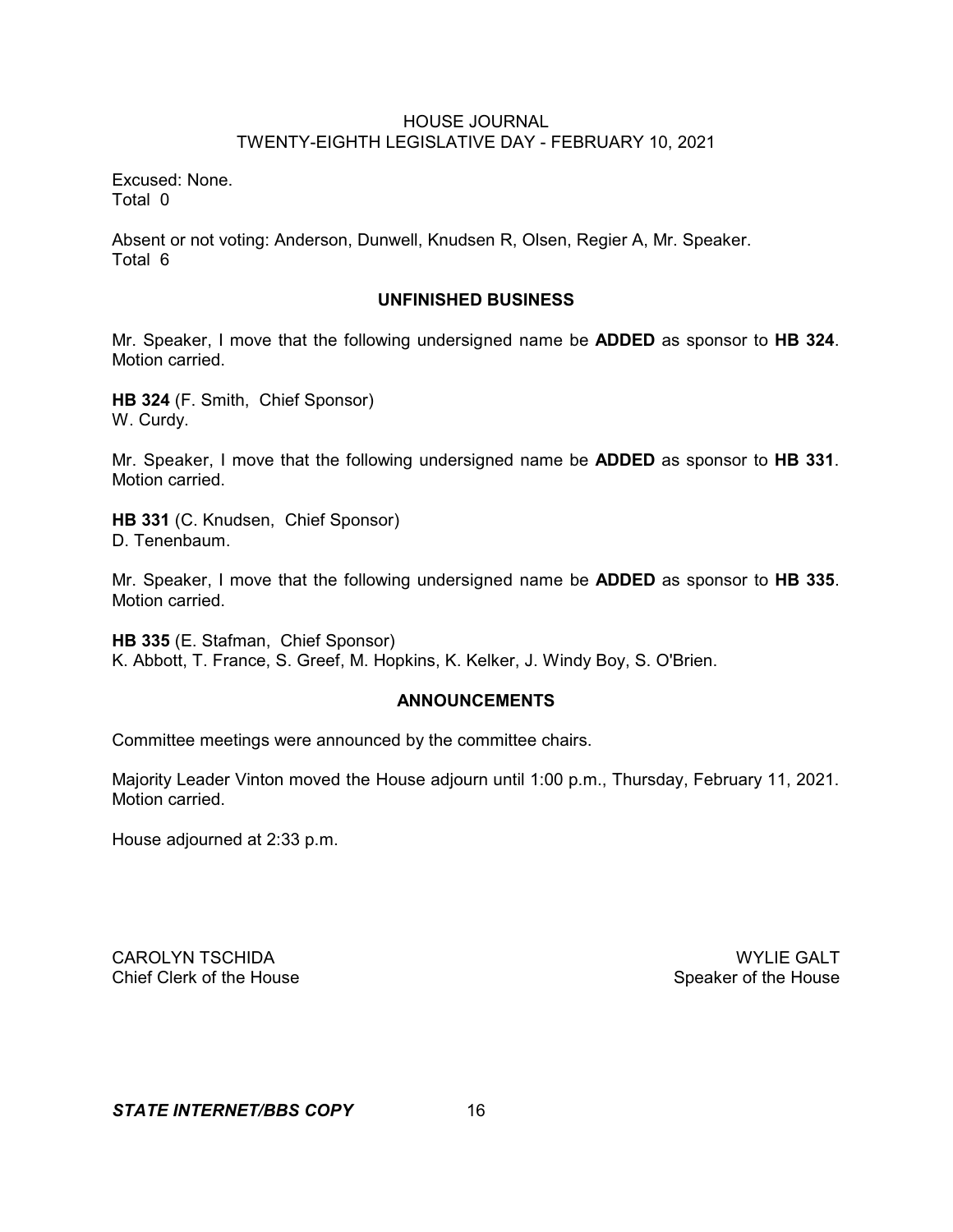Excused: None.
Total 0

Absent or not voting: Anderson, Dunwell, Knudsen R, Olsen, Regier A, Mr. Speaker.
Total 6

## UNFINISHED BUSINESS

Mr. Speaker, I move that the following undersigned name be **ADDED** as sponsor to **HB 324**. Motion carried.

**HB 324** (F. Smith, Chief Sponsor)
W. Curdy.

Mr. Speaker, I move that the following undersigned name be **ADDED** as sponsor to **HB 331**. Motion carried.

**HB 331** (C. Knudsen, Chief Sponsor)
D. Tenenbaum.

Mr. Speaker, I move that the following undersigned name be **ADDED** as sponsor to **HB 335**. Motion carried.

**HB 335** (E. Stafman, Chief Sponsor)
K. Abbott, T. France, S. Greef, M. Hopkins, K. Kelker, J. Windy Boy, S. O'Brien.

## ANNOUNCEMENTS

Committee meetings were announced by the committee chairs.

Majority Leader Vinton moved the House adjourn until 1:00 p.m., Thursday, February 11, 2021. Motion carried.

House adjourned at 2:33 p.m.

CAROLYN TSCHIDA
Chief Clerk of the House

WYLIE GALT
Speaker of the House